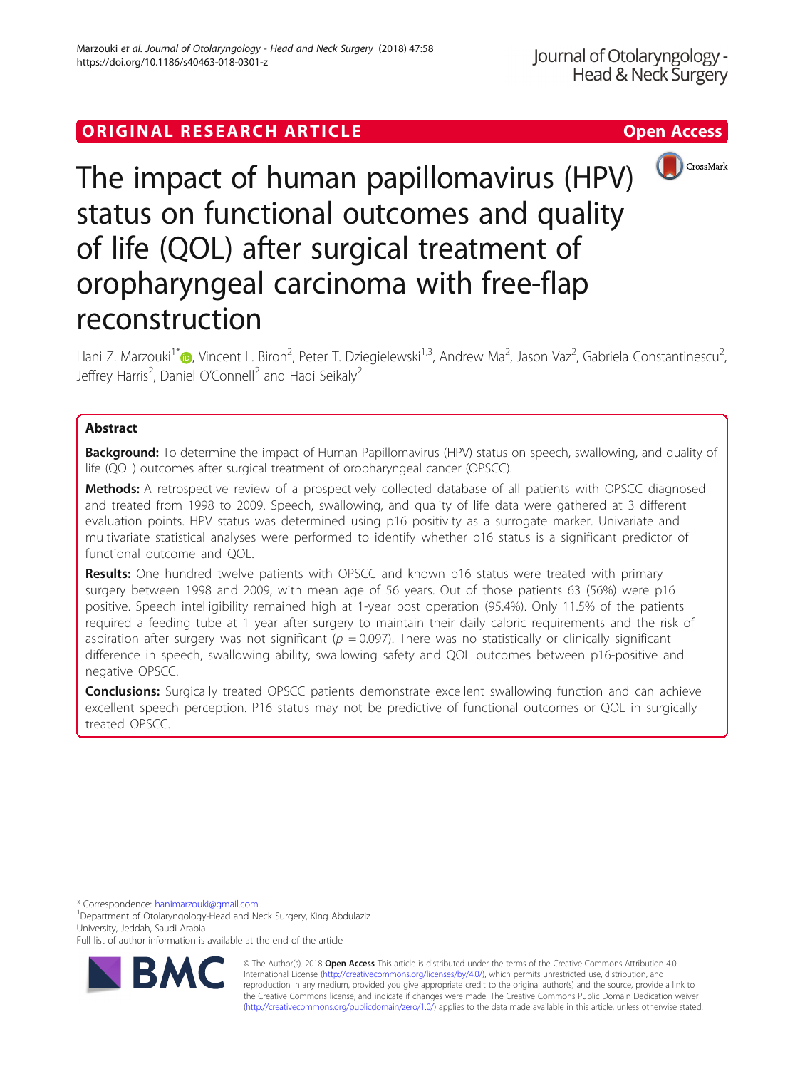ORIGINAL RESEARCH ARTICLE

Open Access

# The impact of human papillomavirus (HPV) status on functional outcomes and quality of life (QOL) after surgical treatment of oropharyngeal carcinoma with free-flap reconstruction

Hani Z. Marzouki[1*], Vincent L. Biron[2], Peter T. Dziegielewski[1,3], Andrew Ma[2], Jason Vaz[2], Gabriela Constantinescu[2], Jeffrey Harris[2], Daniel O'Connell[2] and Hadi Seikaly[2]

## Abstract

**Background:** To determine the impact of Human Papillomavirus (HPV) status on speech, swallowing, and quality of life (QOL) outcomes after surgical treatment of oropharyngeal cancer (OPSCC).

**Methods:** A retrospective review of a prospectively collected database of all patients with OPSCC diagnosed and treated from 1998 to 2009. Speech, swallowing, and quality of life data were gathered at 3 different evaluation points. HPV status was determined using p16 positivity as a surrogate marker. Univariate and multivariate statistical analyses were performed to identify whether p16 status is a significant predictor of functional outcome and QOL.

**Results:** One hundred twelve patients with OPSCC and known p16 status were treated with primary surgery between 1998 and 2009, with mean age of 56 years. Out of those patients 63 (56%) were p16 positive. Speech intelligibility remained high at 1-year post operation (95.4%). Only 11.5% of the patients required a feeding tube at 1 year after surgery to maintain their daily caloric requirements and the risk of aspiration after surgery was not significant ($p = 0.097$). There was no statistically or clinically significant difference in speech, swallowing ability, swallowing safety and QOL outcomes between p16-positive and negative OPSCC.

**Conclusions:** Surgically treated OPSCC patients demonstrate excellent swallowing function and can achieve excellent speech perception. P16 status may not be predictive of functional outcomes or QOL in surgically treated OPSCC.

\* Correspondence: hanimarzouki@gmail.com
[1]Department of Otolaryngology-Head and Neck Surgery, King Abdulaziz University, Jeddah, Saudi Arabia
Full list of author information is available at the end of the article

© The Author(s). 2018 **Open Access** This article is distributed under the terms of the Creative Commons Attribution 4.0 International License (http://creativecommons.org/licenses/by/4.0/), which permits unrestricted use, distribution, and reproduction in any medium, provided you give appropriate credit to the original author(s) and the source, provide a link to the Creative Commons license, and indicate if changes were made. The Creative Commons Public Domain Dedication waiver (http://creativecommons.org/publicdomain/zero/1.0/) applies to the data made available in this article, unless otherwise stated.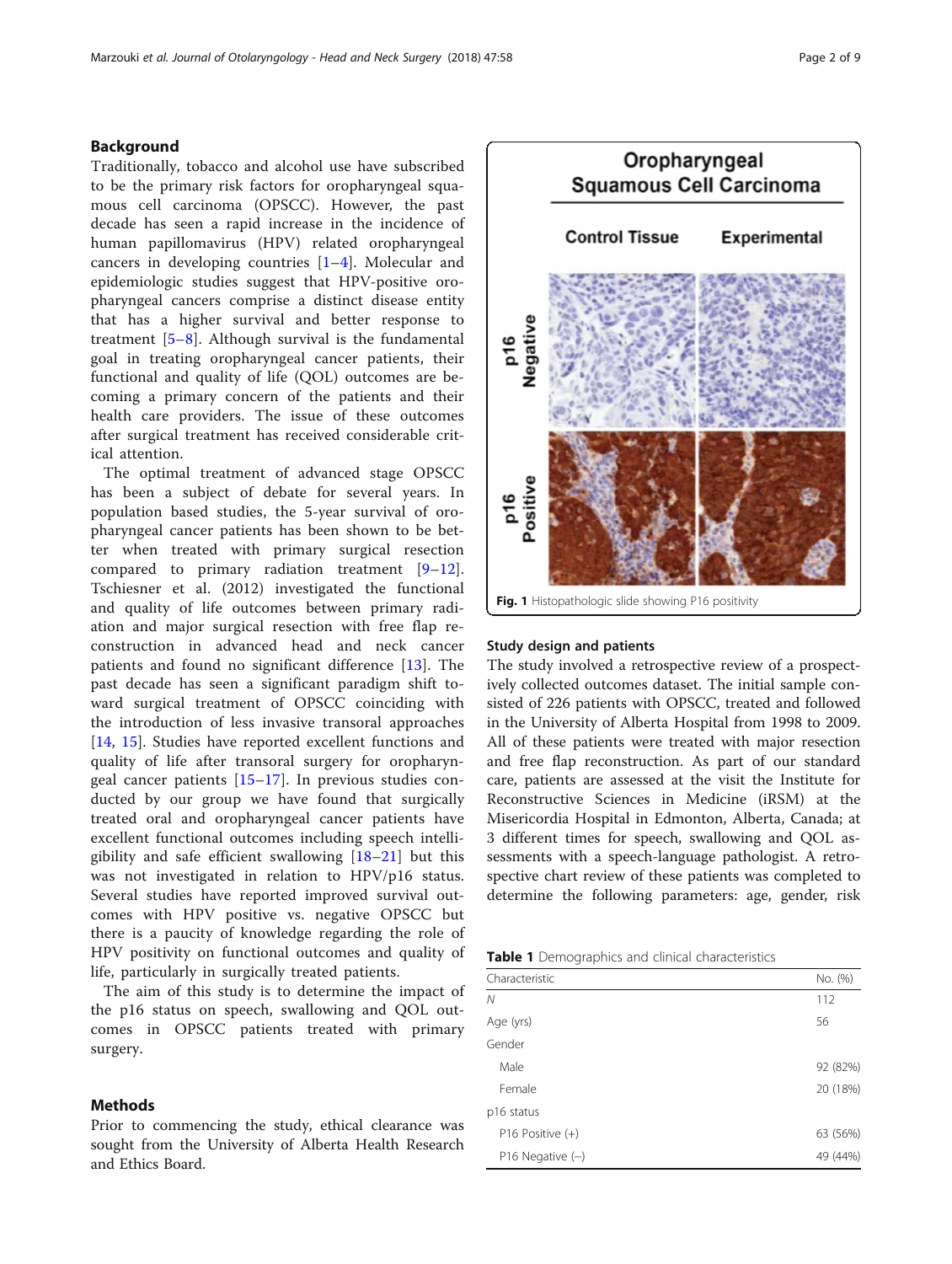## Background

Traditionally, tobacco and alcohol use have subscribed to be the primary risk factors for oropharyngeal squamous cell carcinoma (OPSCC). However, the past decade has seen a rapid increase in the incidence of human papillomavirus (HPV) related oropharyngeal cancers in developing countries [1–4]. Molecular and epidemiologic studies suggest that HPV-positive oropharyngeal cancers comprise a distinct disease entity that has a higher survival and better response to treatment [5–8]. Although survival is the fundamental goal in treating oropharyngeal cancer patients, their functional and quality of life (QOL) outcomes are becoming a primary concern of the patients and their health care providers. The issue of these outcomes after surgical treatment has received considerable critical attention.

The optimal treatment of advanced stage OPSCC has been a subject of debate for several years. In population based studies, the 5-year survival of oropharyngeal cancer patients has been shown to be better when treated with primary surgical resection compared to primary radiation treatment [9–12]. Tschiesner et al. (2012) investigated the functional and quality of life outcomes between primary radiation and major surgical resection with free flap reconstruction in advanced head and neck cancer patients and found no significant difference [13]. The past decade has seen a significant paradigm shift toward surgical treatment of OPSCC coinciding with the introduction of less invasive transoral approaches [14, 15]. Studies have reported excellent functions and quality of life after transoral surgery for oropharyngeal cancer patients [15–17]. In previous studies conducted by our group we have found that surgically treated oral and oropharyngeal cancer patients have excellent functional outcomes including speech intelligibility and safe efficient swallowing [18–21] but this was not investigated in relation to HPV/p16 status. Several studies have reported improved survival outcomes with HPV positive vs. negative OPSCC but there is a paucity of knowledge regarding the role of HPV positivity on functional outcomes and quality of life, particularly in surgically treated patients.

The aim of this study is to determine the impact of the p16 status on speech, swallowing and QOL outcomes in OPSCC patients treated with primary surgery.

## Methods

Prior to commencing the study, ethical clearance was sought from the University of Alberta Health Research and Ethics Board.

Oropharyngeal Squamous Cell Carcinoma

Control Tissue

Experimental

p16 Negative

p16 Positive

**Fig. 1** Histopathologic slide showing P16 positivity

### Study design and patients

The study involved a retrospective review of a prospectively collected outcomes dataset. The initial sample consisted of 226 patients with OPSCC, treated and followed in the University of Alberta Hospital from 1998 to 2009. All of these patients were treated with major resection and free flap reconstruction. As part of our standard care, patients are assessed at the visit the Institute for Reconstructive Sciences in Medicine (iRSM) at the Misericordia Hospital in Edmonton, Alberta, Canada; at 3 different times for speech, swallowing and QOL assessments with a speech-language pathologist. A retrospective chart review of these patients was completed to determine the following parameters: age, gender, risk

**Table 1** Demographics and clinical characteristics

| Characteristic | No. (%) |
| --- | --- |
| *N* | 112 |
| Age (yrs) | 56 |
| Gender | |
| Male | 92 (82%) |
| Female | 20 (18%) |
| p16 status | |
| P16 Positive (+) | 63 (56%) |
| P16 Negative (−) | 49 (44%) |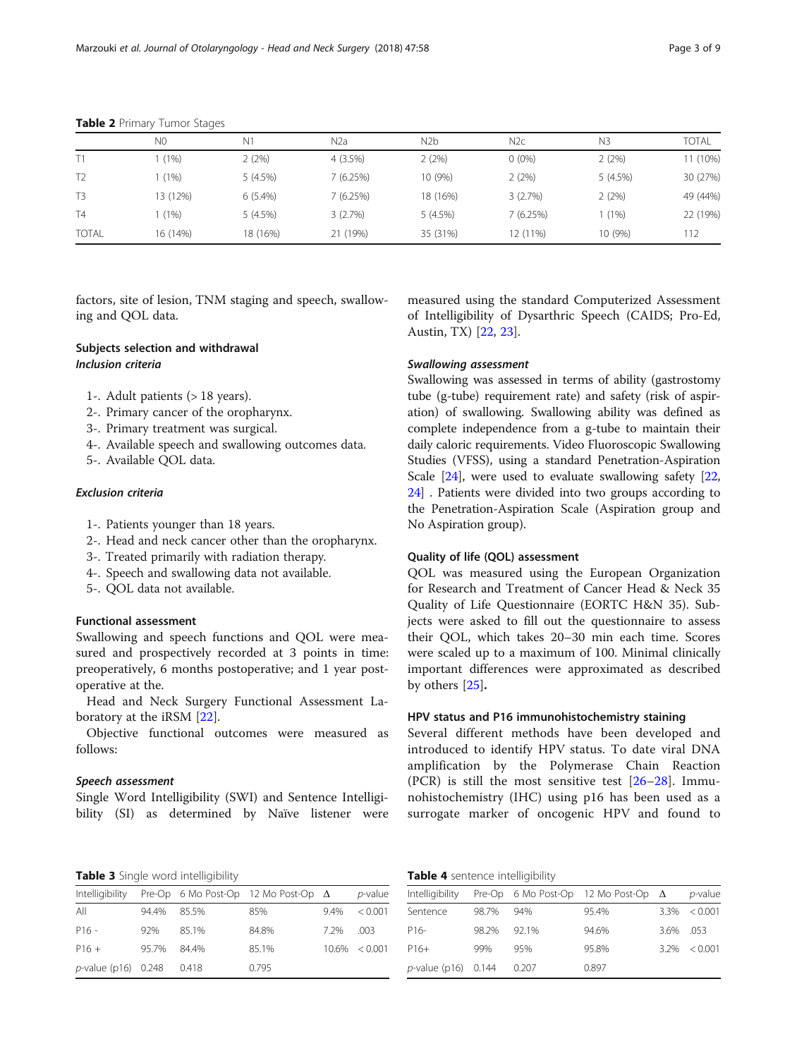**Table 2** Primary Tumor Stages

| | N0 | N1 | N2a | N2b | N2c | N3 | TOTAL |
|---|---|---|---|---|---|---|---|
| T1 | 1 (1%) | 2 (2%) | 4 (3.5%) | 2 (2%) | 0 (0%) | 2 (2%) | 11 (10%) |
| T2 | 1 (1%) | 5 (4.5%) | 7 (6.25%) | 10 (9%) | 2 (2%) | 5 (4.5%) | 30 (27%) |
| T3 | 13 (12%) | 6 (5.4%) | 7 (6.25%) | 18 (16%) | 3 (2.7%) | 2 (2%) | 49 (44%) |
| T4 | 1 (1%) | 5 (4.5%) | 3 (2.7%) | 5 (4.5%) | 7 (6.25%) | 1 (1%) | 22 (19%) |
| TOTAL | 16 (14%) | 18 (16%) | 21 (19%) | 35 (31%) | 12 (11%) | 10 (9%) | 112 |

factors, site of lesion, TNM staging and speech, swallowing and QOL data.

### Subjects selection and withdrawal

#### *Inclusion criteria*

1-. Adult patients (> 18 years).
2-. Primary cancer of the oropharynx.
3-. Primary treatment was surgical.
4-. Available speech and swallowing outcomes data.
5-. Available QOL data.

#### *Exclusion criteria*

1-. Patients younger than 18 years.
2-. Head and neck cancer other than the oropharynx.
3-. Treated primarily with radiation therapy.
4-. Speech and swallowing data not available.
5-. QOL data not available.

### Functional assessment

Swallowing and speech functions and QOL were measured and prospectively recorded at 3 points in time: preoperatively, 6 months postoperative; and 1 year postoperative at the.

Head and Neck Surgery Functional Assessment Laboratory at the iRSM [22].

Objective functional outcomes were measured as follows:

#### *Speech assessment*

Single Word Intelligibility (SWI) and Sentence Intelligibility (SI) as determined by Naïve listener were measured using the standard Computerized Assessment of Intelligibility of Dysarthric Speech (CAIDS; Pro-Ed, Austin, TX) [22, 23].

#### *Swallowing assessment*

Swallowing was assessed in terms of ability (gastrostomy tube (g-tube) requirement rate) and safety (risk of aspiration) of swallowing. Swallowing ability was defined as complete independence from a g-tube to maintain their daily caloric requirements. Video Fluoroscopic Swallowing Studies (VFSS), using a standard Penetration-Aspiration Scale [24], were used to evaluate swallowing safety [22, 24] . Patients were divided into two groups according to the Penetration-Aspiration Scale (Aspiration group and No Aspiration group).

### Quality of life (QOL) assessment

QOL was measured using the European Organization for Research and Treatment of Cancer Head & Neck 35 Quality of Life Questionnaire (EORTC H&N 35). Subjects were asked to fill out the questionnaire to assess their QOL, which takes 20–30 min each time. Scores were scaled up to a maximum of 100. Minimal clinically important differences were approximated as described by others [25].

### HPV status and P16 immunohistochemistry staining

Several different methods have been developed and introduced to identify HPV status. To date viral DNA amplification by the Polymerase Chain Reaction (PCR) is still the most sensitive test [26–28]. Immunohistochemistry (IHC) using p16 has been used as a surrogate marker of oncogenic HPV and found to

**Table 3** Single word intelligibility

| Intelligibility | Pre-Op | 6 Mo Post-Op | 12 Mo Post-Op | Δ | *p*-value |
|---|---|---|---|---|---|
| All | 94.4% | 85.5% | 85% | 9.4% | < 0.001 |
| P16 - | 92% | 85.1% | 84.8% | 7.2% | .003 |
| P16 + | 95.7% | 84.4% | 85.1% | 10.6% | < 0.001 |
| *p*-value (p16) | 0.248 | 0.418 | 0.795 | | |

**Table 4** sentence intelligibility

| Intelligibility | Pre-Op | 6 Mo Post-Op | 12 Mo Post-Op | Δ | *p*-value |
|---|---|---|---|---|---|
| Sentence | 98.7% | 94% | 95.4% | 3.3% | < 0.001 |
| P16- | 98.2% | 92.1% | 94.6% | 3.6% | .053 |
| P16+ | 99% | 95% | 95.8% | 3.2% | < 0.001 |
| *p*-value (p16) | 0.144 | 0.207 | 0.897 | | |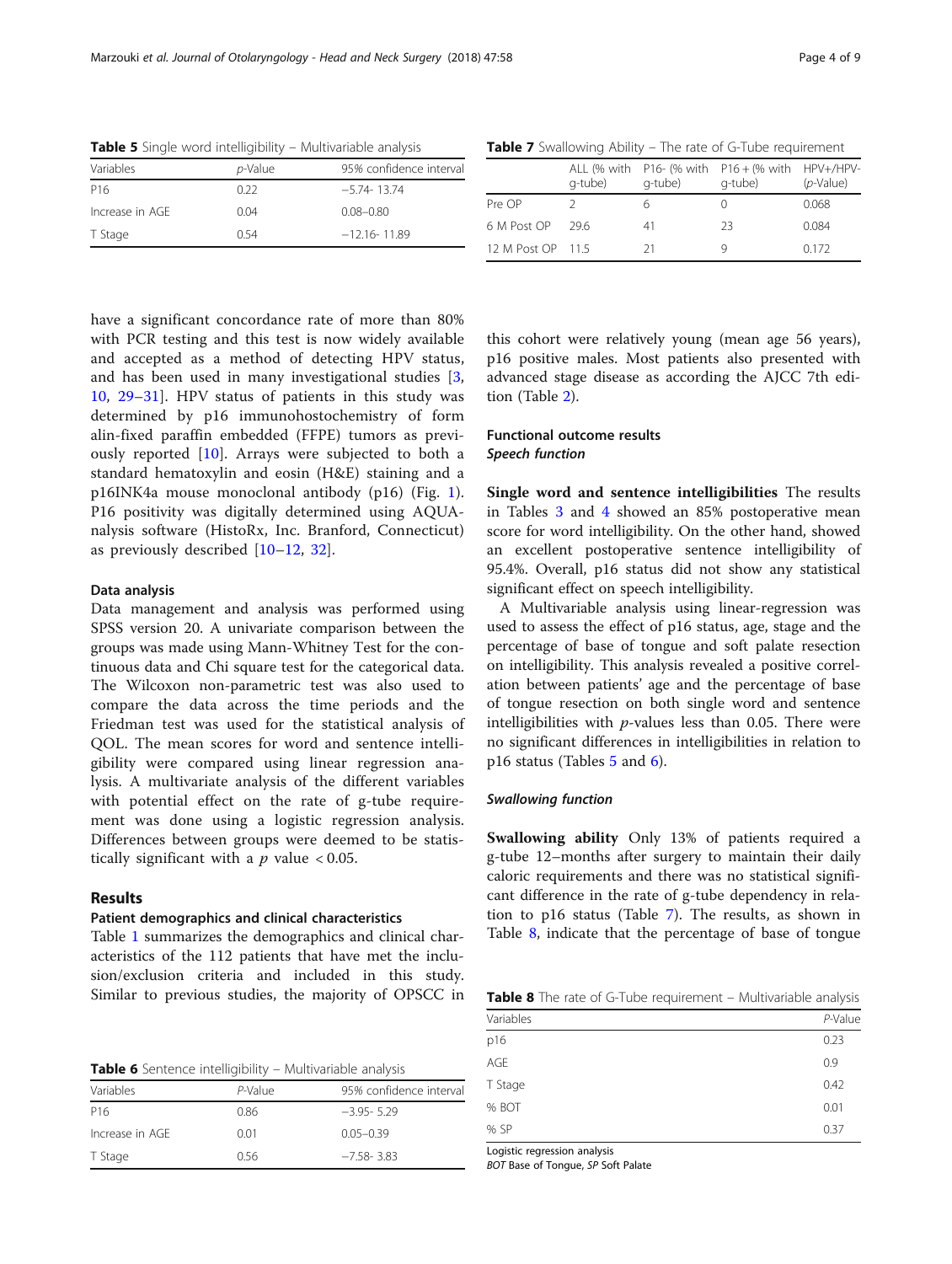**Table 5** Single word intelligibility – Multivariable analysis

| Variables | *p*-Value | 95% confidence interval |
| --- | --- | --- |
| P16 | 0.22 | −5.74- 13.74 |
| Increase in AGE | 0.04 | 0.08–0.80 |
| T Stage | 0.54 | −12.16- 11.89 |

**Table 7** Swallowing Ability – The rate of G-Tube requirement

| | ALL (% with g-tube) | P16- (% with g-tube) | P16 + (% with g-tube) | HPV+/HPV- (*p*-Value) |
| --- | --- | --- | --- | --- |
| Pre OP | 2 | 6 | 0 | 0.068 |
| 6 M Post OP | 29.6 | 41 | 23 | 0.084 |
| 12 M Post OP | 11.5 | 21 | 9 | 0.172 |

have a significant concordance rate of more than 80% with PCR testing and this test is now widely available and accepted as a method of detecting HPV status, and has been used in many investigational studies [3, 10, 29–31]. HPV status of patients in this study was determined by p16 immunohostochemistry of formalin-fixed paraffin embedded (FFPE) tumors as previously reported [10]. Arrays were subjected to both a standard hematoxylin and eosin (H&E) staining and a p16INK4a mouse monoclonal antibody (p16) (Fig. 1). P16 positivity was digitally determined using AQUAnalysis software (HistoRx, Inc. Branford, Connecticut) as previously described [10–12, 32].

### Data analysis

Data management and analysis was performed using SPSS version 20. A univariate comparison between the groups was made using Mann-Whitney Test for the continuous data and Chi square test for the categorical data. The Wilcoxon non-parametric test was also used to compare the data across the time periods and the Friedman test was used for the statistical analysis of QOL. The mean scores for word and sentence intelligibility were compared using linear regression analysis. A multivariate analysis of the different variables with potential effect on the rate of g-tube requirement was done using a logistic regression analysis. Differences between groups were deemed to be statistically significant with a $p$ value $< 0.05$.

## Results

### Patient demographics and clinical characteristics

Table 1 summarizes the demographics and clinical characteristics of the 112 patients that have met the inclusion/exclusion criteria and included in this study. Similar to previous studies, the majority of OPSCC in this cohort were relatively young (mean age 56 years), p16 positive males. Most patients also presented with advanced stage disease as according the AJCC 7th edition (Table 2).

### Functional outcome results

#### *Speech function*

**Single word and sentence intelligibilities** The results in Tables 3 and 4 showed an 85% postoperative mean score for word intelligibility. On the other hand, showed an excellent postoperative sentence intelligibility of 95.4%. Overall, p16 status did not show any statistical significant effect on speech intelligibility.

A Multivariable analysis using linear-regression was used to assess the effect of p16 status, age, stage and the percentage of base of tongue and soft palate resection on intelligibility. This analysis revealed a positive correlation between patients' age and the percentage of base of tongue resection on both single word and sentence intelligibilities with $p$-values less than 0.05. There were no significant differences in intelligibilities in relation to p16 status (Tables 5 and 6).

#### *Swallowing function*

**Swallowing ability** Only 13% of patients required a g-tube 12–months after surgery to maintain their daily caloric requirements and there was no statistical significant difference in the rate of g-tube dependency in relation to p16 status (Table 7). The results, as shown in Table 8, indicate that the percentage of base of tongue

**Table 6** Sentence intelligibility – Multivariable analysis

| Variables | *P*-Value | 95% confidence interval |
| --- | --- | --- |
| P16 | 0.86 | −3.95- 5.29 |
| Increase in AGE | 0.01 | 0.05–0.39 |
| T Stage | 0.56 | −7.58- 3.83 |

**Table 8** The rate of G-Tube requirement – Multivariable analysis

| Variables | *P*-Value |
| --- | --- |
| p16 | 0.23 |
| AGE | 0.9 |
| T Stage | 0.42 |
| % BOT | 0.01 |
| % SP | 0.37 |

Logistic regression analysis
*BOT* Base of Tongue, *SP* Soft Palate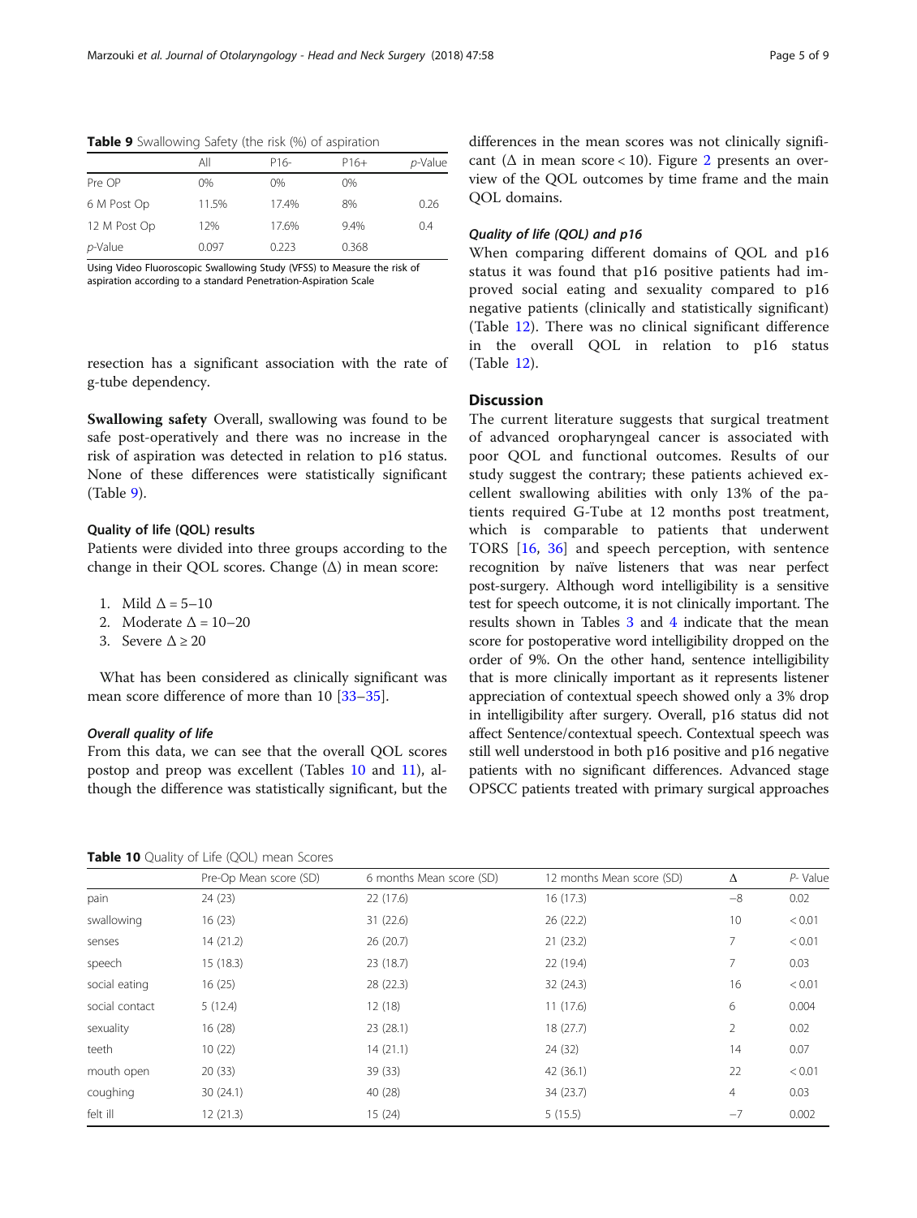**Table 9** Swallowing Safety (the risk (%) of aspiration

| | All | P16- | P16+ | *p*-Value |
|---|---|---|---|---|
| Pre OP | 0% | 0% | 0% | |
| 6 M Post Op | 11.5% | 17.4% | 8% | 0.26 |
| 12 M Post Op | 12% | 17.6% | 9.4% | 0.4 |
| *p*-Value | 0.097 | 0.223 | 0.368 | |

Using Video Fluoroscopic Swallowing Study (VFSS) to Measure the risk of aspiration according to a standard Penetration-Aspiration Scale

resection has a significant association with the rate of g-tube dependency.

**Swallowing safety** Overall, swallowing was found to be safe post-operatively and there was no increase in the risk of aspiration was detected in relation to p16 status. None of these differences were statistically significant (Table 9).

#### Quality of life (QOL) results

Patients were divided into three groups according to the change in their QOL scores. Change (Δ) in mean score:

1. Mild Δ = 5–10
2. Moderate Δ = 10–20
3. Severe Δ ≥ 20

What has been considered as clinically significant was mean score difference of more than 10 [33–35].

##### *Overall quality of life*

From this data, we can see that the overall QOL scores postop and preop was excellent (Tables 10 and 11), although the difference was statistically significant, but the differences in the mean scores was not clinically significant (Δ in mean score < 10). Figure 2 presents an overview of the QOL outcomes by time frame and the main QOL domains.

##### *Quality of life (QOL) and p16*

When comparing different domains of QOL and p16 status it was found that p16 positive patients had improved social eating and sexuality compared to p16 negative patients (clinically and statistically significant) (Table 12). There was no clinical significant difference in the overall QOL in relation to p16 status (Table 12).

### Discussion

The current literature suggests that surgical treatment of advanced oropharyngeal cancer is associated with poor QOL and functional outcomes. Results of our study suggest the contrary; these patients achieved excellent swallowing abilities with only 13% of the patients required G-Tube at 12 months post treatment, which is comparable to patients that underwent TORS [16, 36] and speech perception, with sentence recognition by naïve listeners that was near perfect post-surgery. Although word intelligibility is a sensitive test for speech outcome, it is not clinically important. The results shown in Tables 3 and 4 indicate that the mean score for postoperative word intelligibility dropped on the order of 9%. On the other hand, sentence intelligibility that is more clinically important as it represents listener appreciation of contextual speech showed only a 3% drop in intelligibility after surgery. Overall, p16 status did not affect Sentence/contextual speech. Contextual speech was still well understood in both p16 positive and p16 negative patients with no significant differences. Advanced stage OPSCC patients treated with primary surgical approaches

**Table 10** Quality of Life (QOL) mean Scores

| | Pre-Op Mean score (SD) | 6 months Mean score (SD) | 12 months Mean score (SD) | Δ | P- Value |
|---|---|---|---|---|---|
| pain | 24 (23) | 22 (17.6) | 16 (17.3) | −8 | 0.02 |
| swallowing | 16 (23) | 31 (22.6) | 26 (22.2) | 10 | < 0.01 |
| senses | 14 (21.2) | 26 (20.7) | 21 (23.2) | 7 | < 0.01 |
| speech | 15 (18.3) | 23 (18.7) | 22 (19.4) | 7 | 0.03 |
| social eating | 16 (25) | 28 (22.3) | 32 (24.3) | 16 | < 0.01 |
| social contact | 5 (12.4) | 12 (18) | 11 (17.6) | 6 | 0.004 |
| sexuality | 16 (28) | 23 (28.1) | 18 (27.7) | 2 | 0.02 |
| teeth | 10 (22) | 14 (21.1) | 24 (32) | 14 | 0.07 |
| mouth open | 20 (33) | 39 (33) | 42 (36.1) | 22 | < 0.01 |
| coughing | 30 (24.1) | 40 (28) | 34 (23.7) | 4 | 0.03 |
| felt ill | 12 (21.3) | 15 (24) | 5 (15.5) | −7 | 0.002 |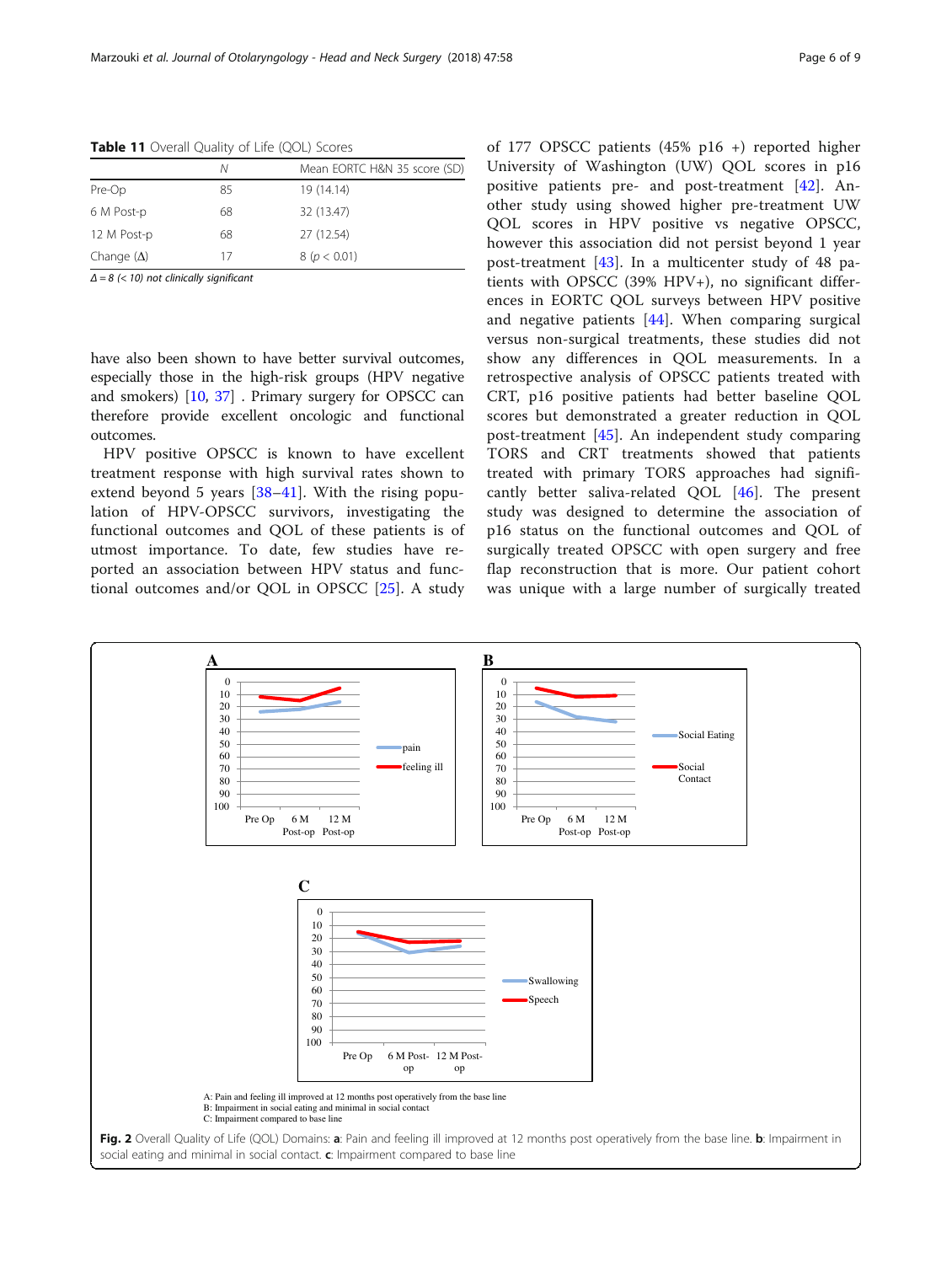**Table 11** Overall Quality of Life (QOL) Scores

| | N | Mean EORTC H&N 35 score (SD) |
|---|---|---|
| Pre-Op | 85 | 19 (14.14) |
| 6 M Post-p | 68 | 32 (13.47) |
| 12 M Post-p | 68 | 27 (12.54) |
| Change (Δ) | 17 | 8 ($p < 0.01$) |

*Δ = 8 (< 10) not clinically significant*

have also been shown to have better survival outcomes, especially those in the high-risk groups (HPV negative and smokers) [10, 37] . Primary surgery for OPSCC can therefore provide excellent oncologic and functional outcomes.

HPV positive OPSCC is known to have excellent treatment response with high survival rates shown to extend beyond 5 years [38–41]. With the rising population of HPV-OPSCC survivors, investigating the functional outcomes and QOL of these patients is of utmost importance. To date, few studies have reported an association between HPV status and functional outcomes and/or QOL in OPSCC [25]. A study of 177 OPSCC patients (45% p16 +) reported higher University of Washington (UW) QOL scores in p16 positive patients pre- and post-treatment [42]. Another study using showed higher pre-treatment UW QOL scores in HPV positive vs negative OPSCC, however this association did not persist beyond 1 year post-treatment [43]. In a multicenter study of 48 patients with OPSCC (39% HPV+), no significant differences in EORTC QOL surveys between HPV positive and negative patients [44]. When comparing surgical versus non-surgical treatments, these studies did not show any differences in QOL measurements. In a retrospective analysis of OPSCC patients treated with CRT, p16 positive patients had better baseline QOL scores but demonstrated a greater reduction in QOL post-treatment [45]. An independent study comparing TORS and CRT treatments showed that patients treated with primary TORS approaches had significantly better saliva-related QOL [46]. The present study was designed to determine the association of p16 status on the functional outcomes and QOL of surgically treated OPSCC with open surgery and free flap reconstruction that is more. Our patient cohort was unique with a large number of surgically treated

**Fig. 2** Overall Quality of Life (QOL) Domains: **a**: Pain and feeling ill improved at 12 months post operatively from the base line. **b**: Impairment in social eating and minimal in social contact. **c**: Impairment compared to base line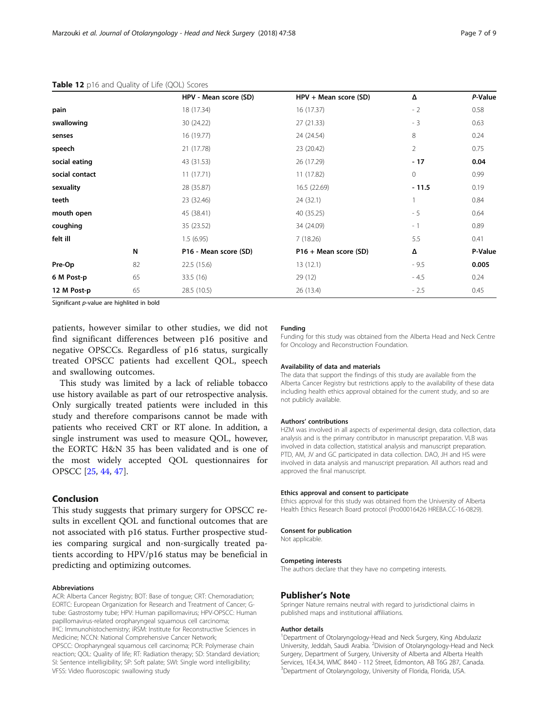**Table 12** p16 and Quality of Life (QOL) Scores

| | | HPV - Mean score (SD) | HPV + Mean score (SD) | Δ | *P*-Value |
|---|---|---|---|---|---|
| **pain** | | 18 (17.34) | 16 (17.37) | - 2 | 0.58 |
| **swallowing** | | 30 (24.22) | 27 (21.33) | - 3 | 0.63 |
| **senses** | | 16 (19.77) | 24 (24.54) | 8 | 0.24 |
| **speech** | | 21 (17.78) | 23 (20.42) | 2 | 0.75 |
| **social eating** | | 43 (31.53) | 26 (17.29) | **- 17** | **0.04** |
| **social contact** | | 11 (17.71) | 11 (17.82) | 0 | 0.99 |
| **sexuality** | | 28 (35.87) | 16.5 (22.69) | **- 11.5** | 0.19 |
| **teeth** | | 23 (32.46) | 24 (32.1) | 1 | 0.84 |
| **mouth open** | | 45 (38.41) | 40 (35.25) | - 5 | 0.64 |
| **coughing** | | 35 (23.52) | 34 (24.09) | - 1 | 0.89 |
| **felt ill** | | 1.5 (6.95) | 7 (18.26) | 5.5 | 0.41 |
| | **N** | **P16 - Mean score (SD)** | **P16 + Mean score (SD)** | **Δ** | **P-Value** |
| **Pre-Op** | 82 | 22.5 (15.6) | 13 (12.1) | - 9.5 | **0.005** |
| **6 M Post-p** | 65 | 33.5 (16) | 29 (12) | - 4.5 | 0.24 |
| **12 M Post-p** | 65 | 28.5 (10.5) | 26 (13.4) | - 2.5 | 0.45 |

Significant *p*-value are highlited in bold

patients, however similar to other studies, we did not find significant differences between p16 positive and negative OPSCCs. Regardless of p16 status, surgically treated OPSCC patients had excellent QOL, speech and swallowing outcomes.

This study was limited by a lack of reliable tobacco use history available as part of our retrospective analysis. Only surgically treated patients were included in this study and therefore comparisons cannot be made with patients who received CRT or RT alone. In addition, a single instrument was used to measure QOL, however, the EORTC H&N 35 has been validated and is one of the most widely accepted QOL questionnaires for OPSCC [25, 44, 47].

## Conclusion

This study suggests that primary surgery for OPSCC results in excellent QOL and functional outcomes that are not associated with p16 status. Further prospective studies comparing surgical and non-surgically treated patients according to HPV/p16 status may be beneficial in predicting and optimizing outcomes.

#### Abbreviations

ACR: Alberta Cancer Registry; BOT: Base of tongue; CRT: Chemoradiation; EORTC: European Organization for Research and Treatment of Cancer; G-tube: Gastrostomy tube; HPV: Human papillomavirus; HPV-OPSCC: Human papillomavirus-related oropharyngeal squamous cell carcinoma; IHC: Immunohistochemistry; iRSM: Institute for Reconstructive Sciences in Medicine; NCCN: National Comprehensive Cancer Network; OPSCC: Oropharyngeal squamous cell carcinoma; PCR: Polymerase chain reaction; QOL: Quality of life; RT: Radiation therapy; SD: Standard deviation; SI: Sentence intelligibility; SP: Soft palate; SWI: Single word intelligibility; VFSS: Video fluoroscopic swallowing study

#### Funding

Funding for this study was obtained from the Alberta Head and Neck Centre for Oncology and Reconstruction Foundation.

#### Availability of data and materials

The data that support the findings of this study are available from the Alberta Cancer Registry but restrictions apply to the availability of these data including health ethics approval obtained for the current study, and so are not publicly available.

#### Authors' contributions

HZM was involved in all aspects of experimental design, data collection, data analysis and is the primary contributor in manuscript preparation. VLB was involved in data collection, statistical analysis and manuscript preparation. PTD, AM, JV and GC participated in data collection. DAO, JH and HS were involved in data analysis and manuscript preparation. All authors read and approved the final manuscript.

#### Ethics approval and consent to participate

Ethics approval for this study was obtained from the University of Alberta Health Ethics Research Board protocol (Pro00016426 HREBA.CC-16-0829).

#### Consent for publication

Not applicable.

#### Competing interests

The authors declare that they have no competing interests.

## Publisher's Note

Springer Nature remains neutral with regard to jurisdictional claims in published maps and institutional affiliations.

#### Author details

[1]Department of Otolaryngology-Head and Neck Surgery, King Abdulaziz University, Jeddah, Saudi Arabia. [2]Division of Otolaryngology-Head and Neck Surgery, Department of Surgery, University of Alberta and Alberta Health Services, 1E4.34, WMC 8440 - 112 Street, Edmonton, AB T6G 2B7, Canada. [3]Department of Otolaryngology, University of Florida, Florida, USA.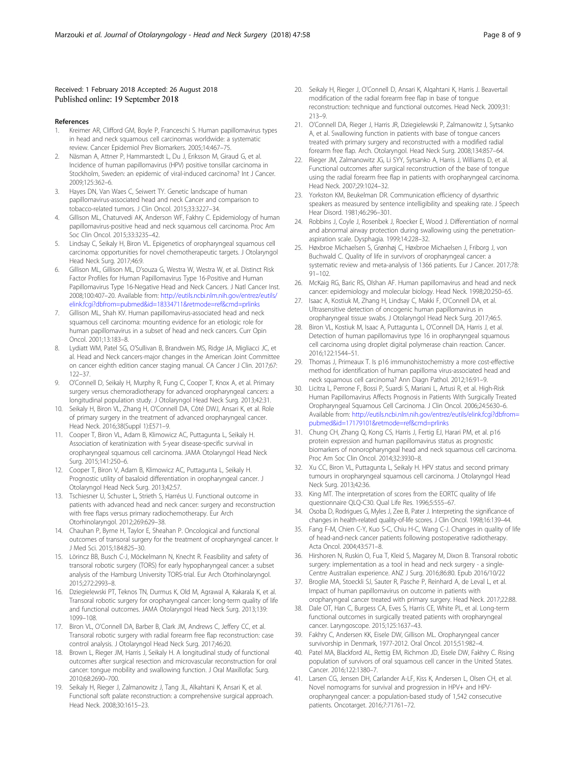Received: 1 February 2018 Accepted: 26 August 2018
Published online: 19 September 2018

## References

1. Kreimer AR, Clifford GM, Boyle P, Franceschi S. Human papillomavirus types in head and neck squamous cell carcinomas worldwide: a systematic review. Cancer Epidemiol Prev Biomarkers. 2005;14:467–75.
2. Näsman A, Attner P, Hammarstedt L, Du J, Eriksson M, Giraud G, et al. Incidence of human papillomavirus (HPV) positive tonsillar carcinoma in Stockholm, Sweden: an epidemic of viral-induced carcinoma? Int J Cancer. 2009;125:362–6.
3. Hayes DN, Van Waes C, Seiwert TY. Genetic landscape of human papillomavirus-associated head and neck Cancer and comparison to tobacco-related tumors. J Clin Oncol. 2015;33:3227–34.
4. Gillison ML, Chaturvedi AK, Anderson WF, Fakhry C. Epidemiology of human papillomavirus-positive head and neck squamous cell carcinoma. Proc Am Soc Clin Oncol. 2015;33:3235–42.
5. Lindsay C, Seikaly H, Biron VL. Epigenetics of oropharyngeal squamous cell carcinoma: opportunities for novel chemotherapeutic targets. J Otolaryngol Head Neck Surg. 2017;46:9.
6. Gillison ML, Gillison ML, D'souza G, Westra W, Westra W, et al. Distinct Risk Factor Profiles for Human Papillomavirus Type 16-Positive and Human Papillomavirus Type 16-Negative Head and Neck Cancers. J Natl Cancer Inst. 2008;100:407–20. Available from: http://eutils.ncbi.nlm.nih.gov/entrez/eutils/elink.fcgi?dbfrom=pubmed&id=18334711&retmode=ref&cmd=prlinks
7. Gillison ML, Shah KV. Human papillomavirus-associated head and neck squamous cell carcinoma: mounting evidence for an etiologic role for human papillomavirus in a subset of head and neck cancers. Curr Opin Oncol. 2001;13:183–8.
8. Lydiatt WM, Patel SG, O'Sullivan B, Brandwein MS, Ridge JA, Migliacci JC, et al. Head and Neck cancers-major changes in the American Joint Committee on cancer eighth edition cancer staging manual. CA Cancer J Clin. 2017;67:122–37.
9. O'Connell D, Seikaly H, Murphy R, Fung C, Cooper T, Knox A, et al. Primary surgery versus chemoradiotherapy for advanced oropharyngeal cancers: a longitudinal population study. J Otolaryngol Head Neck Surg. 2013;42:31.
10. Seikaly H, Biron VL, Zhang H, O'Connell DA, Côté DWJ, Ansari K, et al. Role of primary surgery in the treatment of advanced oropharyngeal cancer. Head Neck. 2016;38(Suppl 1):E571–9.
11. Cooper T, Biron VL, Adam B, Klimowicz AC, Puttagunta L, Seikaly H. Association of keratinization with 5-year disease-specific survival in oropharyngeal squamous cell carcinoma. JAMA Otolaryngol Head Neck Surg. 2015;141:250–6.
12. Cooper T, Biron V, Adam B, Klimowicz AC, Puttagunta L, Seikaly H. Prognostic utility of basaloid differentiation in oropharyngeal cancer. J Otolaryngol Head Neck Surg. 2013;42:57.
13. Tschiesner U, Schuster L, Strieth S, Harréus U. Functional outcome in patients with advanced head and neck cancer: surgery and reconstruction with free flaps versus primary radiochemotherapy. Eur Arch Otorhinolaryngol. 2012;269:629–38.
14. Chauhan P, Byrne H, Taylor E, Sheahan P. Oncological and functional outcomes of transoral surgery for the treatment of oropharyngeal cancer. Ir J Med Sci. 2015;184:825–30.
15. Lörincz BB, Busch C-J, Möckelmann N, Knecht R. Feasibility and safety of transoral robotic surgery (TORS) for early hypopharyngeal cancer: a subset analysis of the Hamburg University TORS-trial. Eur Arch Otorhinolaryngol. 2015;272:2993–8.
16. Dziegielewski PT, Teknos TN, Durmus K, Old M, Agrawal A, Kakarala K, et al. Transoral robotic surgery for oropharyngeal cancer: long-term quality of life and functional outcomes. JAMA Otolaryngol Head Neck Surg. 2013;139:1099–108.
17. Biron VL, O'Connell DA, Barber B, Clark JM, Andrews C, Jeffery CC, et al. Transoral robotic surgery with radial forearm free flap reconstruction: case control analysis. J Otolaryngol Head Neck Surg. 2017;46:20.
18. Brown L, Rieger JM, Harris J, Seikaly H. A longitudinal study of functional outcomes after surgical resection and microvascular reconstruction for oral cancer: tongue mobility and swallowing function. J Oral Maxillofac Surg. 2010;68:2690–700.
19. Seikaly H, Rieger J, Zalmanowitz J, Tang JL, Alkahtani K, Ansari K, et al. Functional soft palate reconstruction: a comprehensive surgical approach. Head Neck. 2008;30:1615–23.
20. Seikaly H, Rieger J, O'Connell D, Ansari K, Alqahtani K, Harris J. Beavertail modification of the radial forearm free flap in base of tongue reconstruction: technique and functional outcomes. Head Neck. 2009;31:213–9.
21. O'Connell DA, Rieger J, Harris JR, Dziegielewski P, Zalmanowitz J, Sytsanko A, et al. Swallowing function in patients with base of tongue cancers treated with primary surgery and reconstructed with a modified radial forearm free flap. Arch. Otolaryngol. Head Neck Surg. 2008;134:857–64.
22. Rieger JM, Zalmanowitz JG, Li SYY, Sytsanko A, Harris J, Williams D, et al. Functional outcomes after surgical reconstruction of the base of tongue using the radial forearm free flap in patients with oropharyngeal carcinoma. Head Neck. 2007;29:1024–32.
23. Yorkston KM, Beukelman DR. Communication efficiency of dysarthric speakers as measured by sentence intelligibility and speaking rate. J Speech Hear Disord. 1981;46:296–301.
24. Robbins J, Coyle J, Rosenbek J, Roecker E, Wood J. Differentiation of normal and abnormal airway protection during swallowing using the penetration-aspiration scale. Dysphagia. 1999;14:228–32.
25. Høxbroe Michaelsen S, Grønhøj C, Høxbroe Michaelsen J, Friborg J, von Buchwald C. Quality of life in survivors of oropharyngeal cancer: a systematic review and meta-analysis of 1366 patients. Eur J Cancer. 2017;78:91–102.
26. McKaig RG, Baric RS, Olshan AF. Human papillomavirus and head and neck cancer: epidemiology and molecular biology. Head Neck. 1998;20:250–65.
27. Isaac A, Kostiuk M, Zhang H, Lindsay C, Makki F, O'Connell DA, et al. Ultrasensitive detection of oncogenic human papillomavirus in oropharyngeal tissue swabs. J Otolaryngol Head Neck Surg. 2017;46:5.
28. Biron VL, Kostiuk M, Isaac A, Puttagunta L, O'Connell DA, Harris J, et al. Detection of human papillomavirus type 16 in oropharyngeal squamous cell carcinoma using droplet digital polymerase chain reaction. Cancer. 2016;122:1544–51.
29. Thomas J, Primeaux T. Is p16 immunohistochemistry a more cost-effective method for identification of human papilloma virus-associated head and neck squamous cell carcinoma? Ann Diagn Pathol. 2012;16:91–9.
30. Licitra L, Perrone F, Bossi P, Suardi S, Mariani L, Artusi R, et al. High-Risk Human Papillomavirus Affects Prognosis in Patients With Surgically Treated Oropharyngeal Squamous Cell Carcinoma. J Clin Oncol. 2006;24:5630–6. Available from: http://eutils.ncbi.nlm.nih.gov/entrez/eutils/elink.fcgi?dbfrom=pubmed&id=17179101&retmode=ref&cmd=prlinks
31. Chung CH, Zhang Q, Kong CS, Harris J, Fertig EJ, Harari PM, et al. p16 protein expression and human papillomavirus status as prognostic biomarkers of nonoropharyngeal head and neck squamous cell carcinoma. Proc Am Soc Clin Oncol. 2014;32:3930–8.
32. Xu CC, Biron VL, Puttagunta L, Seikaly H. HPV status and second primary tumours in oropharyngeal squamous cell carcinoma. J Otolaryngol Head Neck Surg. 2013;42:36.
33. King MT. The interpretation of scores from the EORTC quality of life questionnaire QLQ-C30. Qual Life Res. 1996;5:555–67.
34. Osoba D, Rodrigues G, Myles J, Zee B, Pater J. Interpreting the significance of changes in health-related quality-of-life scores. J Clin Oncol. 1998;16:139–44.
35. Fang F-M, Chien C-Y, Kuo S-C, Chiu H-C, Wang C-J. Changes in quality of life of head-and-neck cancer patients following postoperative radiotherapy. Acta Oncol. 2004;43:571–8.
36. Hirshoren N, Ruskin O, Fua T, Kleid S, Magarey M, Dixon B. Transoral robotic surgery: implementation as a tool in head and neck surgery - a single-Centre Australian experience. ANZ J Surg. 2016;86:80. Epub 2016/10/22
37. Broglie MA, Stoeckli SJ, Sauter R, Pasche P, Reinhard A, de Leval L, et al. Impact of human papillomavirus on outcome in patients with oropharyngeal cancer treated with primary surgery. Head Neck. 2017;22:88.
38. Dale OT, Han C, Burgess CA, Eves S, Harris CE, White PL, et al. Long-term functional outcomes in surgically treated patients with oropharyngeal cancer. Laryngoscope. 2015;125:1637–43.
39. Fakhry C, Andersen KK, Eisele DW, Gillison ML. Oropharyngeal cancer survivorship in Denmark, 1977-2012. Oral Oncol. 2015;51:982–4.
40. Patel MA, Blackford AL, Rettig EM, Richmon JD, Eisele DW, Fakhry C. Rising population of survivors of oral squamous cell cancer in the United States. Cancer. 2016;122:1380–7.
41. Larsen CG, Jensen DH, Carlander A-LF, Kiss K, Andersen L, Olsen CH, et al. Novel nomograms for survival and progression in HPV+ and HPV- oropharyngeal cancer: a population-based study of 1,542 consecutive patients. Oncotarget. 2016;7:71761–72.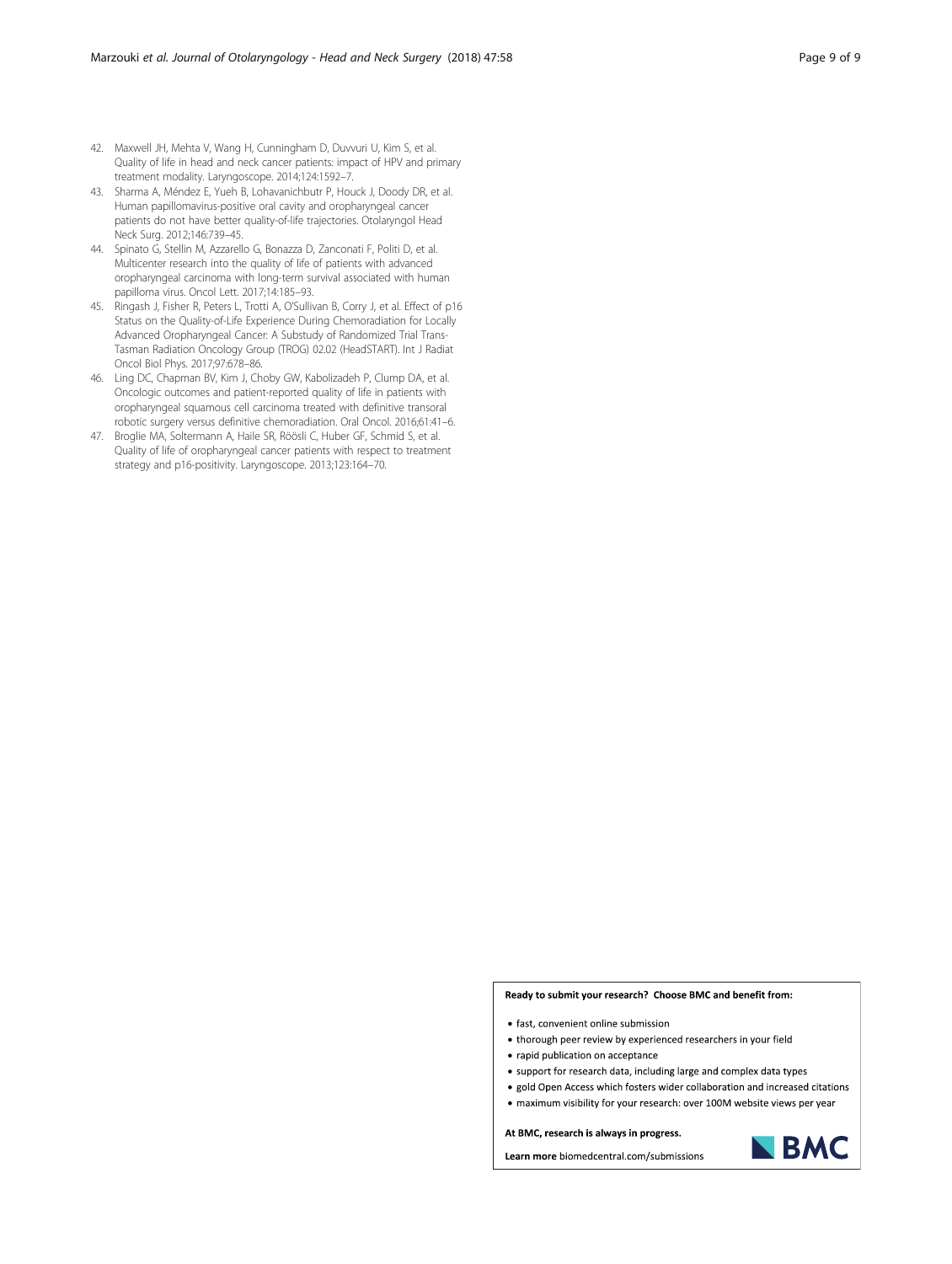42. Maxwell JH, Mehta V, Wang H, Cunningham D, Duvvuri U, Kim S, et al. Quality of life in head and neck cancer patients: impact of HPV and primary treatment modality. Laryngoscope. 2014;124:1592–7.
43. Sharma A, Méndez E, Yueh B, Lohavanichbutr P, Houck J, Doody DR, et al. Human papillomavirus-positive oral cavity and oropharyngeal cancer patients do not have better quality-of-life trajectories. Otolaryngol Head Neck Surg. 2012;146:739–45.
44. Spinato G, Stellin M, Azzarello G, Bonazza D, Zanconati F, Politi D, et al. Multicenter research into the quality of life of patients with advanced oropharyngeal carcinoma with long-term survival associated with human papilloma virus. Oncol Lett. 2017;14:185–93.
45. Ringash J, Fisher R, Peters L, Trotti A, O'Sullivan B, Corry J, et al. Effect of p16 Status on the Quality-of-Life Experience During Chemoradiation for Locally Advanced Oropharyngeal Cancer: A Substudy of Randomized Trial Trans-Tasman Radiation Oncology Group (TROG) 02.02 (HeadSTART). Int J Radiat Oncol Biol Phys. 2017;97:678–86.
46. Ling DC, Chapman BV, Kim J, Choby GW, Kabolizadeh P, Clump DA, et al. Oncologic outcomes and patient-reported quality of life in patients with oropharyngeal squamous cell carcinoma treated with definitive transoral robotic surgery versus definitive chemoradiation. Oral Oncol. 2016;61:41–6.
47. Broglie MA, Soltermann A, Haile SR, Röösli C, Huber GF, Schmid S, et al. Quality of life of oropharyngeal cancer patients with respect to treatment strategy and p16-positivity. Laryngoscope. 2013;123:164–70.

**Ready to submit your research? Choose BMC and benefit from:**

- fast, convenient online submission
- thorough peer review by experienced researchers in your field
- rapid publication on acceptance
- support for research data, including large and complex data types
- gold Open Access which fosters wider collaboration and increased citations
- maximum visibility for your research: over 100M website views per year

**At BMC, research is always in progress.**

**Learn more** biomedcentral.com/submissions

BMC